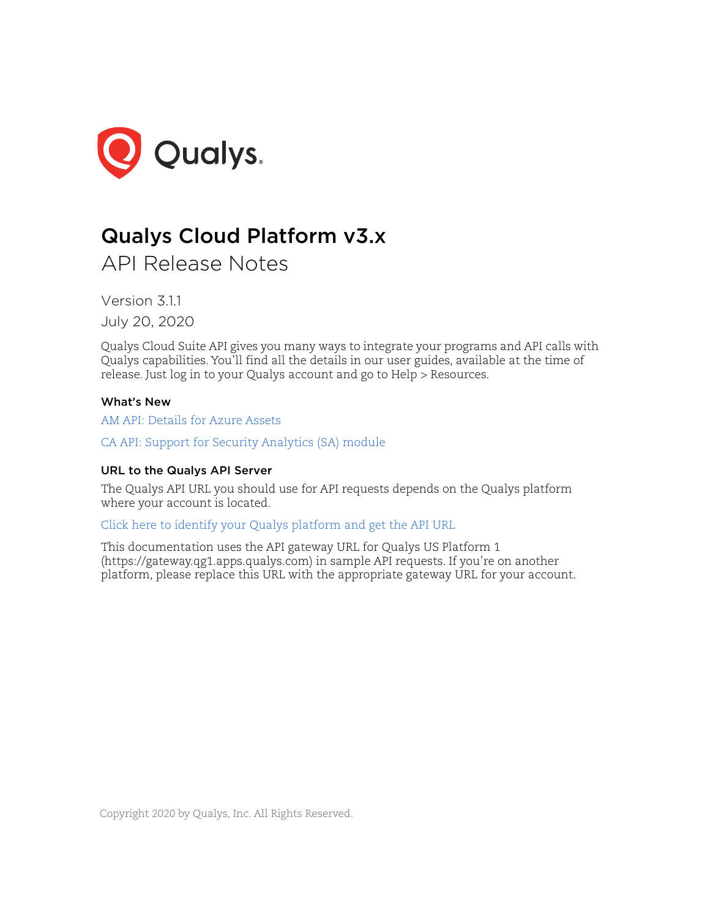# Qualys Cloud Platform v3.x

## API Release Notes

Version 3.1.1

July 20, 2020

Qualys Cloud Suite API gives you many ways to integrate your programs and API calls with Qualys capabilities. You'll find all the details in our user guides, available at the time of release. Just log in to your Qualys account and go to Help > Resources.

### What's New

AM API: Details for Azure Assets

CA API: Support for Security Analytics (SA) module

### URL to the Qualys API Server

The Qualys API URL you should use for API requests depends on the Qualys platform where your account is located.

Click here to identify your Qualys platform and get the API URL

This documentation uses the API gateway URL for Qualys US Platform 1 (https://gateway.qg1.apps.qualys.com) in sample API requests. If you're on another platform, please replace this URL with the appropriate gateway URL for your account.

Copyright 2020 by Qualys, Inc. All Rights Reserved.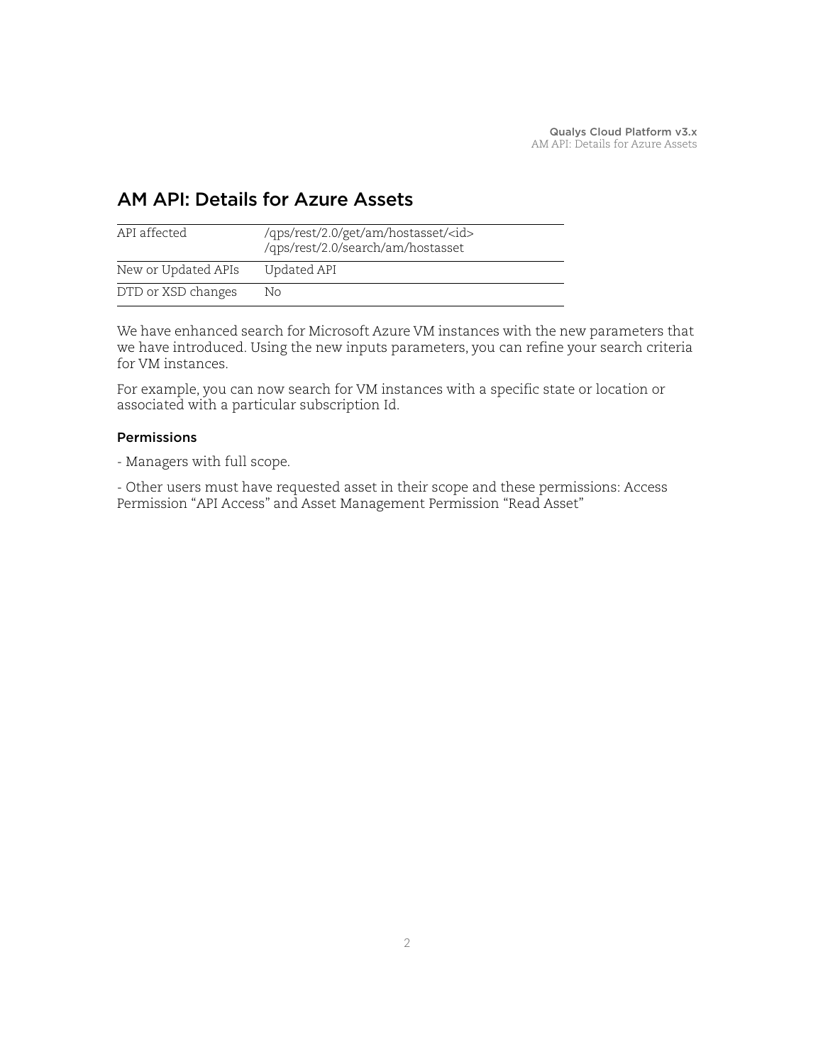## AM API: Details for Azure Assets

| API affected | /qps/rest/2.0/get/am/hostasset/<id><br>/qps/rest/2.0/search/am/hostasset |
|---|---|
| New or Updated APIs | Updated API |
| DTD or XSD changes | No |

We have enhanced search for Microsoft Azure VM instances with the new parameters that we have introduced. Using the new inputs parameters, you can refine your search criteria for VM instances.

For example, you can now search for VM instances with a specific state or location or associated with a particular subscription Id.

#### Permissions

- Managers with full scope.

- Other users must have requested asset in their scope and these permissions: Access Permission "API Access" and Asset Management Permission "Read Asset"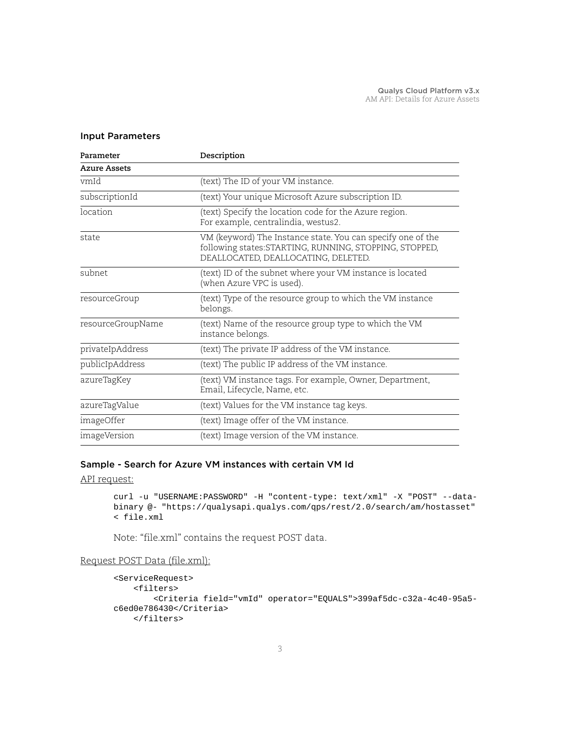## Input Parameters

| Parameter | Description |
| --- | --- |
| **Azure Assets** | |
| vmId | (text) The ID of your VM instance. |
| subscriptionId | (text) Your unique Microsoft Azure subscription ID. |
| location | (text) Specify the location code for the Azure region. For example, centralindia, westus2. |
| state | VM (keyword) The Instance state. You can specify one of the following states:STARTING, RUNNING, STOPPING, STOPPED, DEALLOCATED, DEALLOCATING, DELETED. |
| subnet | (text) ID of the subnet where your VM instance is located (when Azure VPC is used). |
| resourceGroup | (text) Type of the resource group to which the VM instance belongs. |
| resourceGroupName | (text) Name of the resource group type to which the VM instance belongs. |
| privateIpAddress | (text) The private IP address of the VM instance. |
| publicIpAddress | (text) The public IP address of the VM instance. |
| azureTagKey | (text) VM instance tags. For example, Owner, Department, Email, Lifecycle, Name, etc. |
| azureTagValue | (text) Values for the VM instance tag keys. |
| imageOffer | (text) Image offer of the VM instance. |
| imageVersion | (text) Image version of the VM instance. |

## Sample - Search for Azure VM instances with certain VM Id

API request:

```
curl -u "USERNAME:PASSWORD" -H "content-type: text/xml" -X "POST" --data-binary @- "https://qualysapi.qualys.com/qps/rest/2.0/search/am/hostasset" < file.xml
```

Note: “file.xml” contains the request POST data.

Request POST Data (file.xml):

```
<ServiceRequest>
    <filters>
        <Criteria field="vmId" operator="EQUALS">399af5dc-c32a-4c40-95a5-c6ed0e786430</Criteria>
    </filters>
```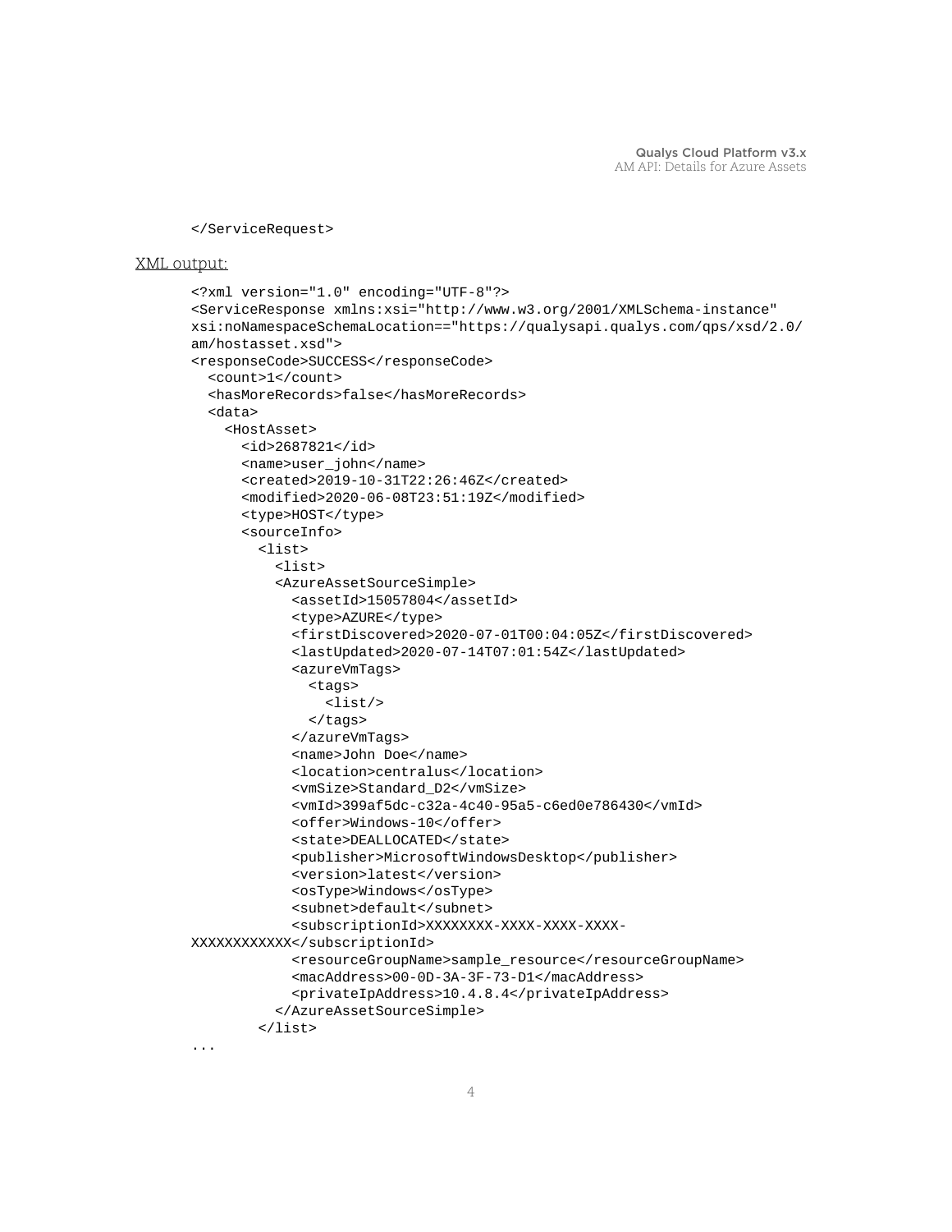```
</ServiceRequest>
```

XML output:

```
<?xml version="1.0" encoding="UTF-8"?>
<ServiceResponse xmlns:xsi="http://www.w3.org/2001/XMLSchema-instance"
xsi:noNamespaceSchemaLocation=="https://qualysapi.qualys.com/qps/xsd/2.0/
am/hostasset.xsd">
<responseCode>SUCCESS</responseCode>
  <count>1</count>
  <hasMoreRecords>false</hasMoreRecords>
  <data>
    <HostAsset>
      <id>2687821</id>
      <name>user_john</name>
      <created>2019-10-31T22:26:46Z</created>
      <modified>2020-06-08T23:51:19Z</modified>
      <type>HOST</type>
      <sourceInfo>
        <list>
          <list>
          <AzureAssetSourceSimple>
            <assetId>15057804</assetId>
            <type>AZURE</type>
            <firstDiscovered>2020-07-01T00:04:05Z</firstDiscovered>
            <lastUpdated>2020-07-14T07:01:54Z</lastUpdated>
            <azureVmTags>
              <tags>
                <list/>
              </tags>
            </azureVmTags>
            <name>John Doe</name>
            <location>centralus</location>
            <vmSize>Standard_D2</vmSize>
            <vmId>399af5dc-c32a-4c40-95a5-c6ed0e786430</vmId>
            <offer>Windows-10</offer>
            <state>DEALLOCATED</state>
            <publisher>MicrosoftWindowsDesktop</publisher>
            <version>latest</version>
            <osType>Windows</osType>
            <subnet>default</subnet>
            <subscriptionId>XXXXXXXX-XXXX-XXXX-XXXX-
XXXXXXXXXXXX</subscriptionId>
            <resourceGroupName>sample_resource</resourceGroupName>
            <macAddress>00-0D-3A-3F-73-D1</macAddress>
            <privateIpAddress>10.4.8.4</privateIpAddress>
          </AzureAssetSourceSimple>
        </list>
...
```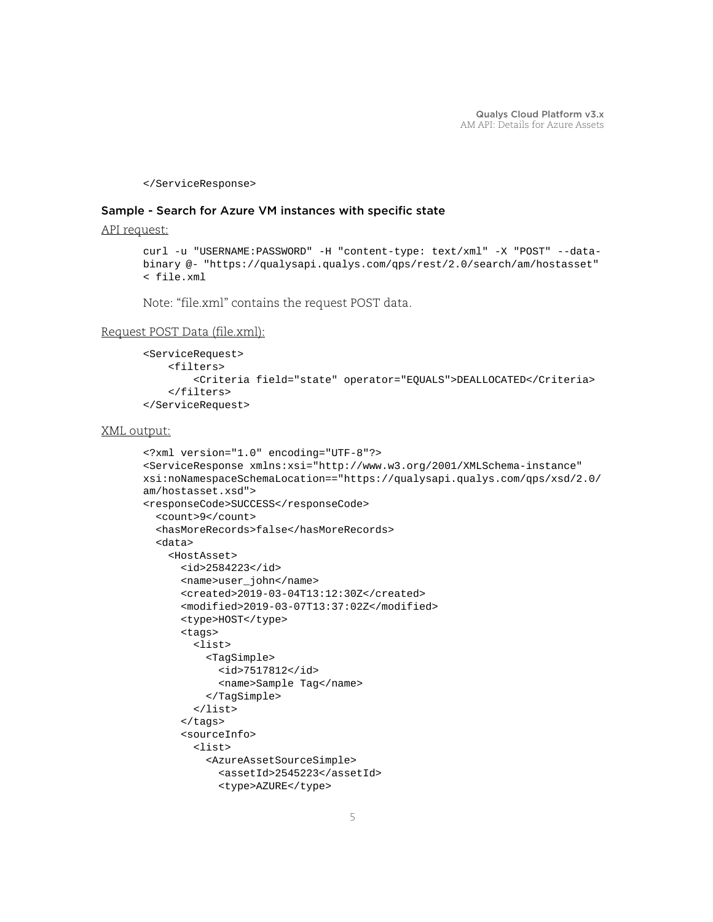```
</ServiceResponse>
```

### Sample - Search for Azure VM instances with specific state

API request:

```
curl -u "USERNAME:PASSWORD" -H "content-type: text/xml" -X "POST" --data-binary @- "https://qualysapi.qualys.com/qps/rest/2.0/search/am/hostasset" < file.xml
```

Note: "file.xml" contains the request POST data.

Request POST Data (file.xml):

```
<ServiceRequest>
    <filters>
        <Criteria field="state" operator="EQUALS">DEALLOCATED</Criteria>
    </filters>
</ServiceRequest>
```

XML output:

```
<?xml version="1.0" encoding="UTF-8"?>
<ServiceResponse xmlns:xsi="http://www.w3.org/2001/XMLSchema-instance"
xsi:noNamespaceSchemaLocation=="https://qualysapi.qualys.com/qps/xsd/2.0/
am/hostasset.xsd">
<responseCode>SUCCESS</responseCode>
  <count>9</count>
  <hasMoreRecords>false</hasMoreRecords>
  <data>
    <HostAsset>
      <id>2584223</id>
      <name>user_john</name>
      <created>2019-03-04T13:12:30Z</created>
      <modified>2019-03-07T13:37:02Z</modified>
      <type>HOST</type>
      <tags>
        <list>
          <TagSimple>
            <id>7517812</id>
            <name>Sample Tag</name>
          </TagSimple>
        </list>
      </tags>
      <sourceInfo>
        <list>
          <AzureAssetSourceSimple>
            <assetId>2545223</assetId>
            <type>AZURE</type>
```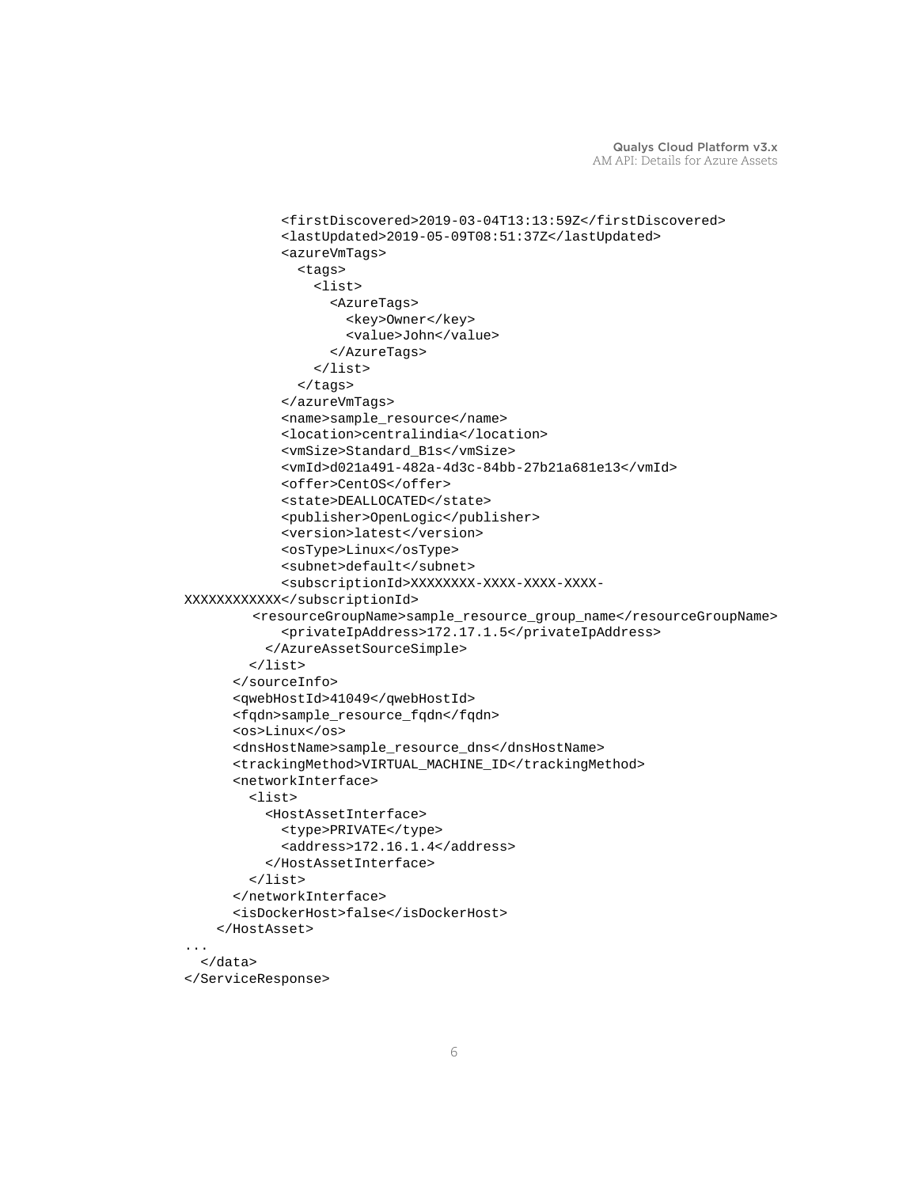```
            <firstDiscovered>2019-03-04T13:13:59Z</firstDiscovered>
            <lastUpdated>2019-05-09T08:51:37Z</lastUpdated>
            <azureVmTags>
              <tags>
                <list>
                  <AzureTags>
                    <key>Owner</key>
                    <value>John</value>
                  </AzureTags>
                </list>
              </tags>
            </azureVmTags>
            <name>sample_resource</name>
            <location>centralindia</location>
            <vmSize>Standard_B1s</vmSize>
            <vmId>d021a491-482a-4d3c-84bb-27b21a681e13</vmId>
            <offer>CentOS</offer>
            <state>DEALLOCATED</state>
            <publisher>OpenLogic</publisher>
            <version>latest</version>
            <osType>Linux</osType>
            <subnet>default</subnet>
            <subscriptionId>XXXXXXXX-XXXX-XXXX-XXXX-
XXXXXXXXXXXX</subscriptionId>
        <resourceGroupName>sample_resource_group_name</resourceGroupName>
            <privateIpAddress>172.17.1.5</privateIpAddress>
          </AzureAssetSourceSimple>
        </list>
      </sourceInfo>
      <qwebHostId>41049</qwebHostId>
      <fqdn>sample_resource_fqdn</fqdn>
      <os>Linux</os>
      <dnsHostName>sample_resource_dns</dnsHostName>
      <trackingMethod>VIRTUAL_MACHINE_ID</trackingMethod>
      <networkInterface>
        <list>
          <HostAssetInterface>
            <type>PRIVATE</type>
            <address>172.16.1.4</address>
          </HostAssetInterface>
        </list>
      </networkInterface>
      <isDockerHost>false</isDockerHost>
    </HostAsset>
...
  </data>
</ServiceResponse>
```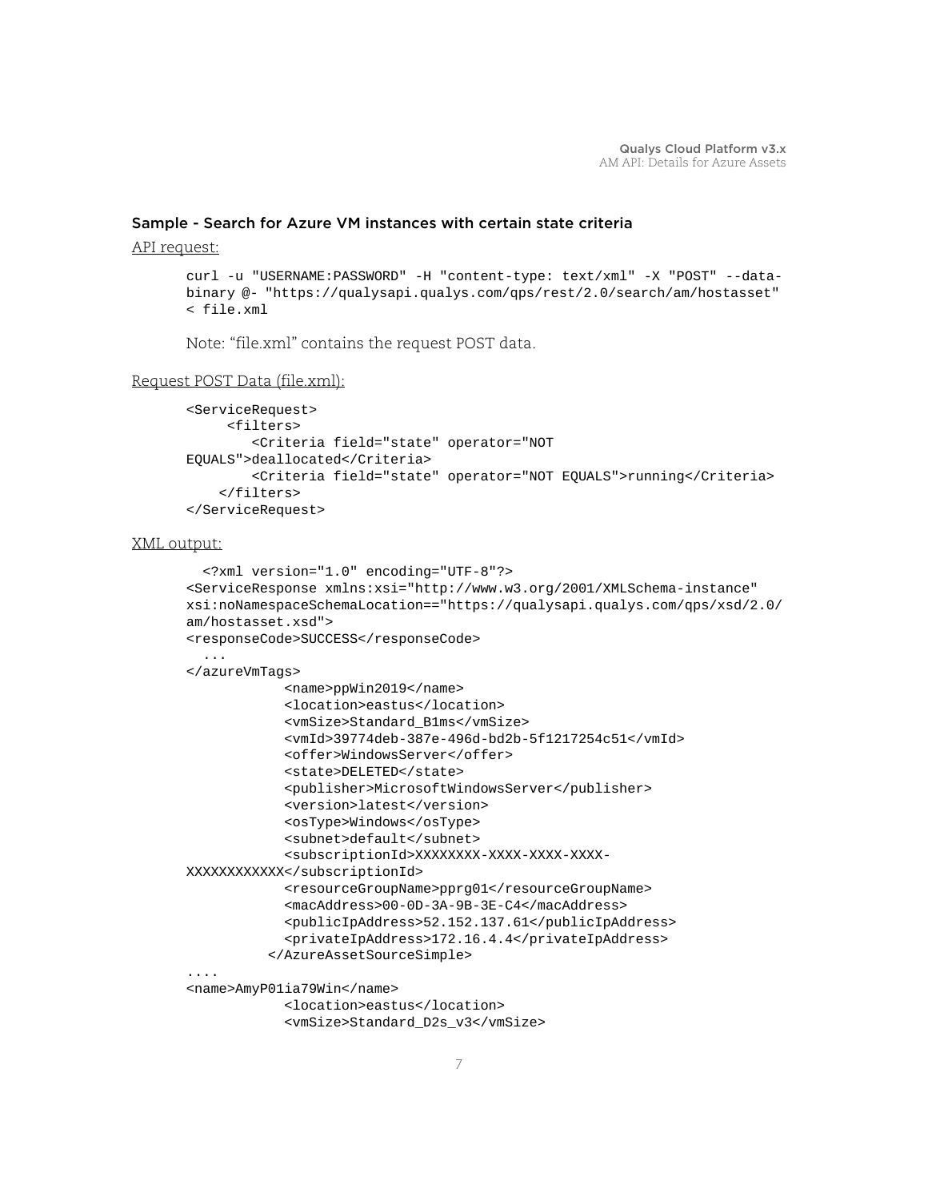### Sample - Search for Azure VM instances with certain state criteria

API request:

```
curl -u "USERNAME:PASSWORD" -H "content-type: text/xml" -X "POST" --data-binary @- "https://qualysapi.qualys.com/qps/rest/2.0/search/am/hostasset" < file.xml
```

Note: "file.xml" contains the request POST data.

Request POST Data (file.xml):

```
<ServiceRequest>
     <filters>
        <Criteria field="state" operator="NOT EQUALS">deallocated</Criteria>
        <Criteria field="state" operator="NOT EQUALS">running</Criteria>
    </filters>
</ServiceRequest>
```

XML output:

```
  <?xml version="1.0" encoding="UTF-8"?>
<ServiceResponse xmlns:xsi="http://www.w3.org/2001/XMLSchema-instance" xsi:noNamespaceSchemaLocation=="https://qualysapi.qualys.com/qps/xsd/2.0/am/hostasset.xsd">
<responseCode>SUCCESS</responseCode>
  ...
</azureVmTags>
            <name>ppWin2019</name>
            <location>eastus</location>
            <vmSize>Standard_B1ms</vmSize>
            <vmId>39774deb-387e-496d-bd2b-5f1217254c51</vmId>
            <offer>WindowsServer</offer>
            <state>DELETED</state>
            <publisher>MicrosoftWindowsServer</publisher>
            <version>latest</version>
            <osType>Windows</osType>
            <subnet>default</subnet>
            <subscriptionId>XXXXXXXX-XXXX-XXXX-XXXX-XXXXXXXXXXXX</subscriptionId>
            <resourceGroupName>pprg01</resourceGroupName>
            <macAddress>00-0D-3A-9B-3E-C4</macAddress>
            <publicIpAddress>52.152.137.61</publicIpAddress>
            <privateIpAddress>172.16.4.4</privateIpAddress>
          </AzureAssetSourceSimple>
....
<name>AmyP01ia79Win</name>
            <location>eastus</location>
            <vmSize>Standard_D2s_v3</vmSize>
```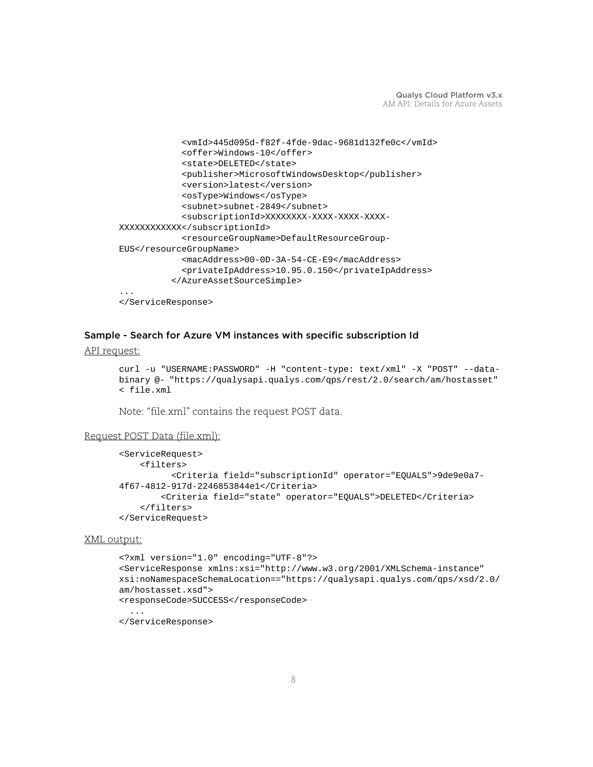```
            <vmId>445d095d-f82f-4fde-9dac-9681d132fe0c</vmId>
            <offer>Windows-10</offer>
            <state>DELETED</state>
            <publisher>MicrosoftWindowsDesktop</publisher>
            <version>latest</version>
            <osType>Windows</osType>
            <subnet>subnet-2849</subnet>
            <subscriptionId>XXXXXXXX-XXXX-XXXX-XXXX-
XXXXXXXXXXXX</subscriptionId>
            <resourceGroupName>DefaultResourceGroup-
EUS</resourceGroupName>
            <macAddress>00-0D-3A-54-CE-E9</macAddress>
            <privateIpAddress>10.95.0.150</privateIpAddress>
          </AzureAssetSourceSimple>
...
</ServiceResponse>
```

### Sample - Search for Azure VM instances with specific subscription Id

API request:

```
curl -u "USERNAME:PASSWORD" -H "content-type: text/xml" -X "POST" --data-
binary @- "https://qualysapi.qualys.com/qps/rest/2.0/search/am/hostasset"
< file.xml
```

Note: "file.xml" contains the request POST data.

Request POST Data (file.xml):

```
<ServiceRequest>
    <filters>
          <Criteria field="subscriptionId" operator="EQUALS">9de9e0a7-
4f67-4812-917d-2246853844e1</Criteria>
        <Criteria field="state" operator="EQUALS">DELETED</Criteria>
    </filters>
</ServiceRequest>
```

XML output:

```
<?xml version="1.0" encoding="UTF-8"?>
<ServiceResponse xmlns:xsi="http://www.w3.org/2001/XMLSchema-instance"
xsi:noNamespaceSchemaLocation=="https://qualysapi.qualys.com/qps/xsd/2.0/
am/hostasset.xsd">
<responseCode>SUCCESS</responseCode>
  ...
</ServiceResponse>
```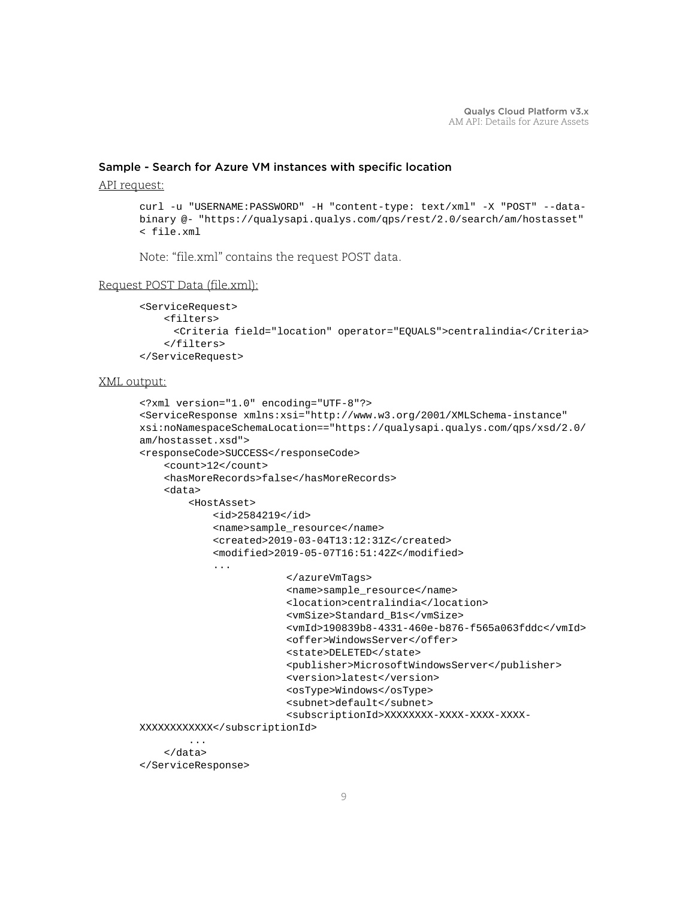### Sample - Search for Azure VM instances with specific location

API request:

```
curl -u "USERNAME:PASSWORD" -H "content-type: text/xml" -X "POST" --data-binary @- "https://qualysapi.qualys.com/qps/rest/2.0/search/am/hostasset" < file.xml
```

Note: "file.xml" contains the request POST data.

Request POST Data (file.xml):

```
<ServiceRequest>
    <filters>
      <Criteria field="location" operator="EQUALS">centralindia</Criteria>
    </filters>
</ServiceRequest>
```

XML output:

```
<?xml version="1.0" encoding="UTF-8"?>
<ServiceResponse xmlns:xsi="http://www.w3.org/2001/XMLSchema-instance"
xsi:noNamespaceSchemaLocation=="https://qualysapi.qualys.com/qps/xsd/2.0/
am/hostasset.xsd">
<responseCode>SUCCESS</responseCode>
    <count>12</count>
    <hasMoreRecords>false</hasMoreRecords>
    <data>
        <HostAsset>
            <id>2584219</id>
            <name>sample_resource</name>
            <created>2019-03-04T13:12:31Z</created>
            <modified>2019-05-07T16:51:42Z</modified>
            ...
                        </azureVmTags>
                        <name>sample_resource</name>
                        <location>centralindia</location>
                        <vmSize>Standard_B1s</vmSize>
                        <vmId>190839b8-4331-460e-b876-f565a063fddc</vmId>
                        <offer>WindowsServer</offer>
                        <state>DELETED</state>
                        <publisher>MicrosoftWindowsServer</publisher>
                        <version>latest</version>
                        <osType>Windows</osType>
                        <subnet>default</subnet>
                        <subscriptionId>XXXXXXXX-XXXX-XXXX-XXXX-
XXXXXXXXXXXX</subscriptionId>
        ...
    </data>
</ServiceResponse>
```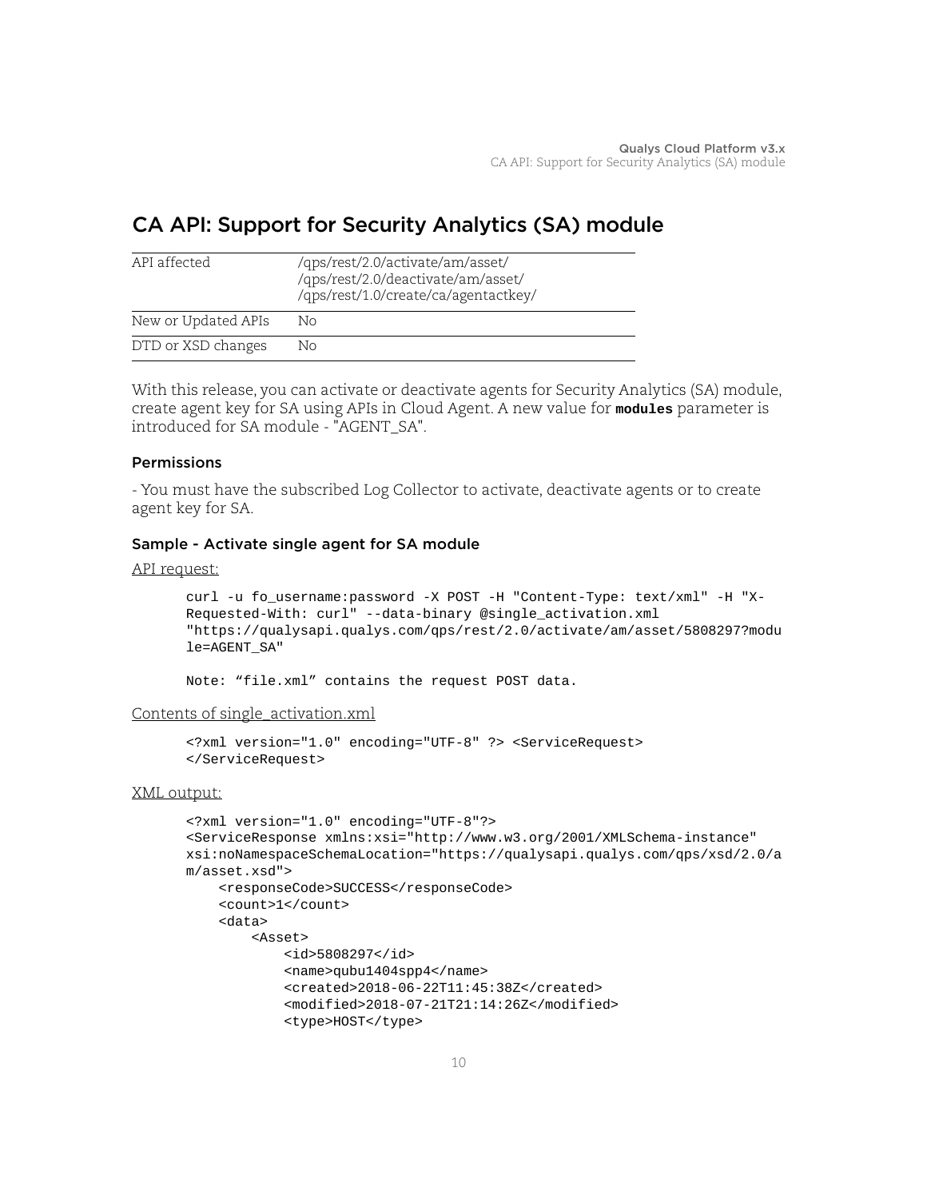## CA API: Support for Security Analytics (SA) module

| API affected | /qps/rest/2.0/activate/am/asset/<br>/qps/rest/2.0/deactivate/am/asset/<br>/qps/rest/1.0/create/ca/agentactkey/ |
|---|---|
| New or Updated APIs | No |
| DTD or XSD changes | No |

With this release, you can activate or deactivate agents for Security Analytics (SA) module, create agent key for SA using APIs in Cloud Agent. A new value for **modules** parameter is introduced for SA module - "AGENT_SA".

#### Permissions

- You must have the subscribed Log Collector to activate, deactivate agents or to create agent key for SA.

#### Sample - Activate single agent for SA module

API request:

```
curl -u fo_username:password -X POST -H "Content-Type: text/xml" -H "X-Requested-With: curl" --data-binary @single_activation.xml
"https://qualysapi.qualys.com/qps/rest/2.0/activate/am/asset/5808297?module=AGENT_SA"

Note: “file.xml” contains the request POST data.
```

Contents of single_activation.xml

```
<?xml version="1.0" encoding="UTF-8" ?> <ServiceRequest>
</ServiceRequest>
```

XML output:

```
<?xml version="1.0" encoding="UTF-8"?>
<ServiceResponse xmlns:xsi="http://www.w3.org/2001/XMLSchema-instance"
xsi:noNamespaceSchemaLocation="https://qualysapi.qualys.com/qps/xsd/2.0/am/asset.xsd">
    <responseCode>SUCCESS</responseCode>
    <count>1</count>
    <data>
        <Asset>
            <id>5808297</id>
            <name>qubu1404spp4</name>
            <created>2018-06-22T11:45:38Z</created>
            <modified>2018-07-21T21:14:26Z</modified>
            <type>HOST</type>
```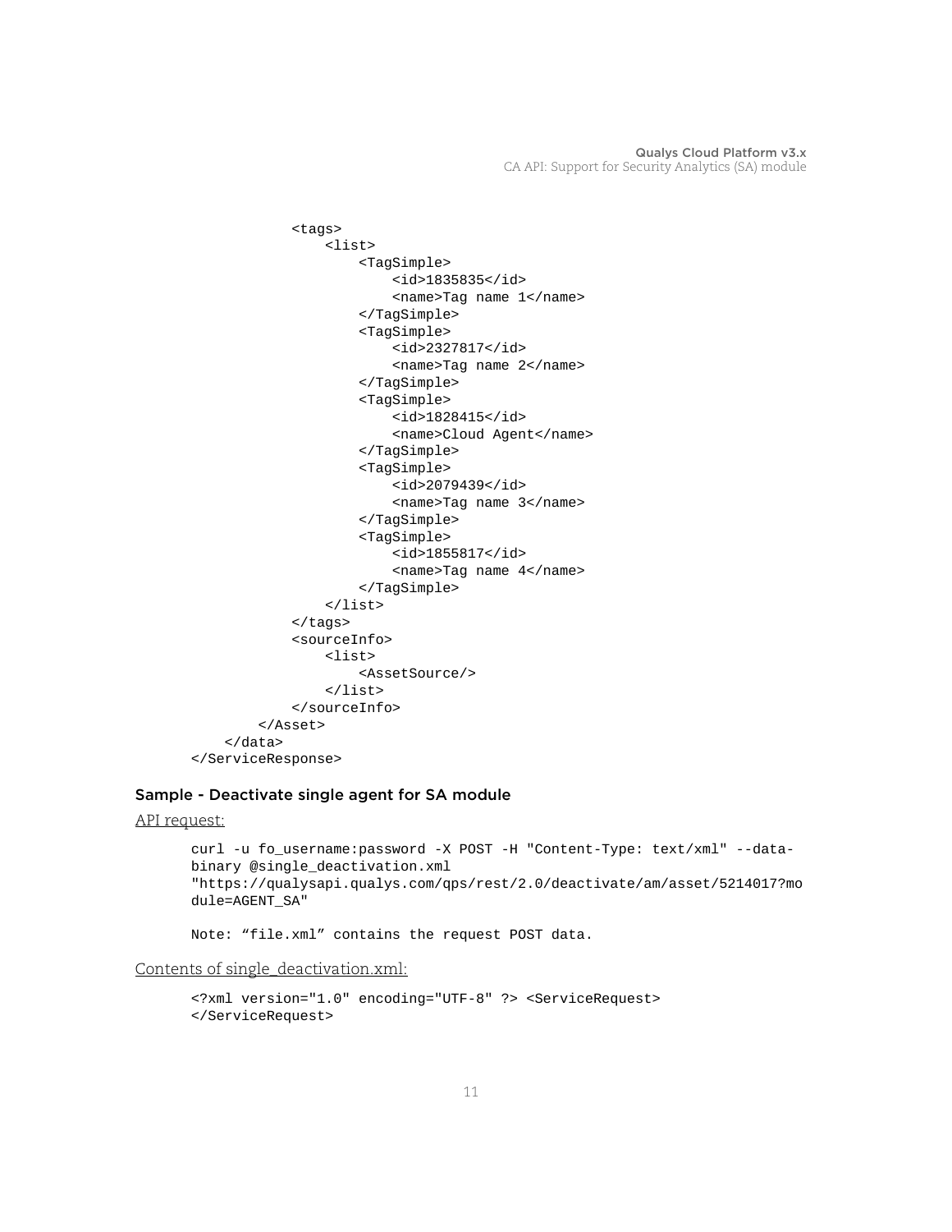```
            <tags>
                <list>
                    <TagSimple>
                        <id>1835835</id>
                        <name>Tag name 1</name>
                    </TagSimple>
                    <TagSimple>
                        <id>2327817</id>
                        <name>Tag name 2</name>
                    </TagSimple>
                    <TagSimple>
                        <id>1828415</id>
                        <name>Cloud Agent</name>
                    </TagSimple>
                    <TagSimple>
                        <id>2079439</id>
                        <name>Tag name 3</name>
                    </TagSimple>
                    <TagSimple>
                        <id>1855817</id>
                        <name>Tag name 4</name>
                    </TagSimple>
                </list>
            </tags>
            <sourceInfo>
                <list>
                    <AssetSource/>
                </list>
            </sourceInfo>
        </Asset>
    </data>
</ServiceResponse>
```

### Sample - Deactivate single agent for SA module

API request:

```
curl -u fo_username:password -X POST -H "Content-Type: text/xml" --data-
binary @single_deactivation.xml
"https://qualysapi.qualys.com/qps/rest/2.0/deactivate/am/asset/5214017?mo
dule=AGENT_SA"

Note: "file.xml" contains the request POST data.
```

Contents of single_deactivation.xml:

```
<?xml version="1.0" encoding="UTF-8" ?> <ServiceRequest>
</ServiceRequest>
```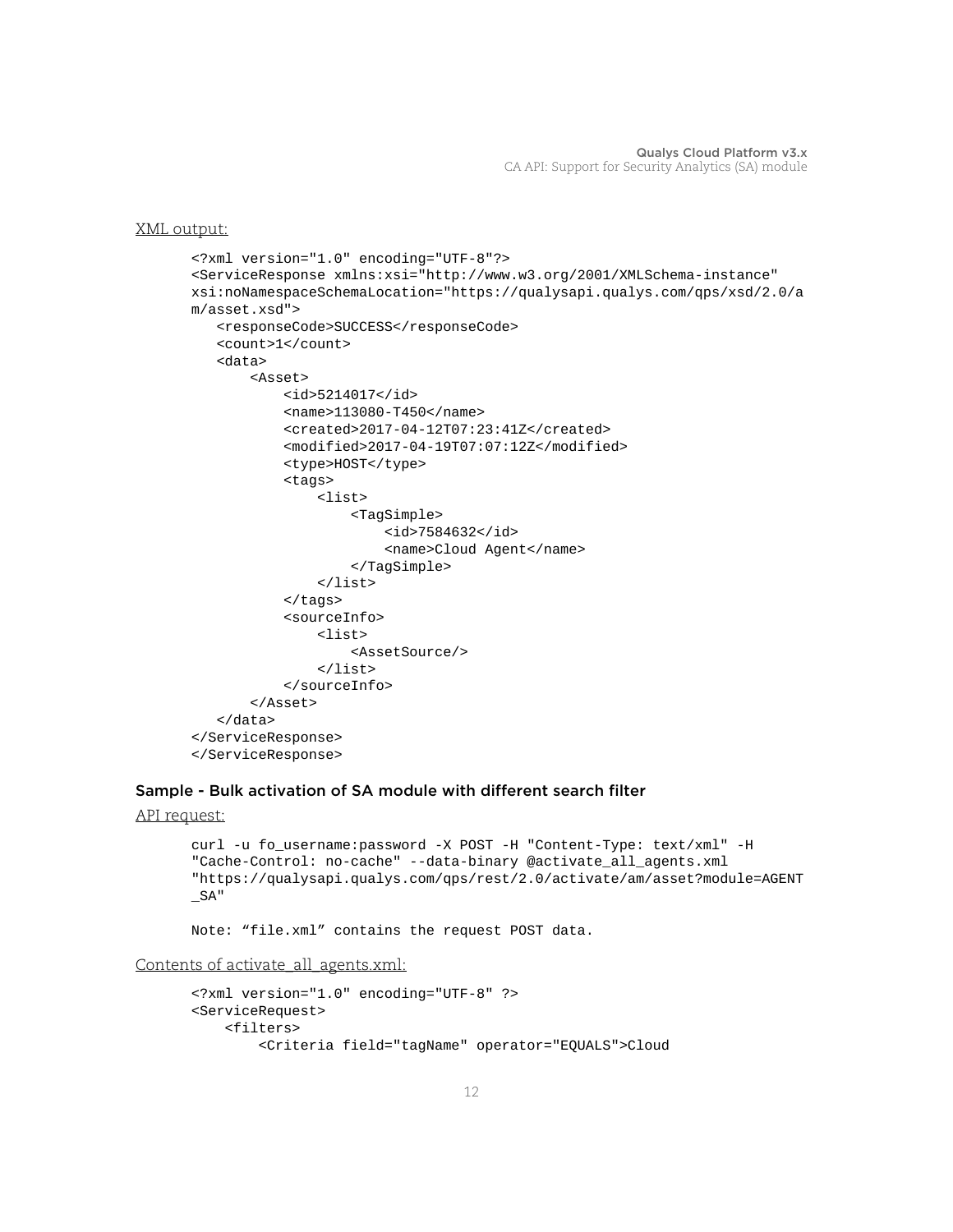XML output:

```
<?xml version="1.0" encoding="UTF-8"?>
<ServiceResponse xmlns:xsi="http://www.w3.org/2001/XMLSchema-instance"
xsi:noNamespaceSchemaLocation="https://qualysapi.qualys.com/qps/xsd/2.0/a
m/asset.xsd">
   <responseCode>SUCCESS</responseCode>
   <count>1</count>
   <data>
       <Asset>
           <id>5214017</id>
           <name>113080-T450</name>
           <created>2017-04-12T07:23:41Z</created>
           <modified>2017-04-19T07:07:12Z</modified>
           <type>HOST</type>
           <tags>
               <list>
                   <TagSimple>
                       <id>7584632</id>
                       <name>Cloud Agent</name>
                   </TagSimple>
               </list>
           </tags>
           <sourceInfo>
               <list>
                   <AssetSource/>
               </list>
           </sourceInfo>
       </Asset>
   </data>
</ServiceResponse>
</ServiceResponse>
```

### Sample - Bulk activation of SA module with different search filter

API request:

```
curl -u fo_username:password -X POST -H "Content-Type: text/xml" -H
"Cache-Control: no-cache" --data-binary @activate_all_agents.xml
"https://qualysapi.qualys.com/qps/rest/2.0/activate/am/asset?module=AGENT
_SA"

Note: “file.xml” contains the request POST data.
```

Contents of activate_all_agents.xml:

```
<?xml version="1.0" encoding="UTF-8" ?>
<ServiceRequest>
    <filters>
        <Criteria field="tagName" operator="EQUALS">Cloud
```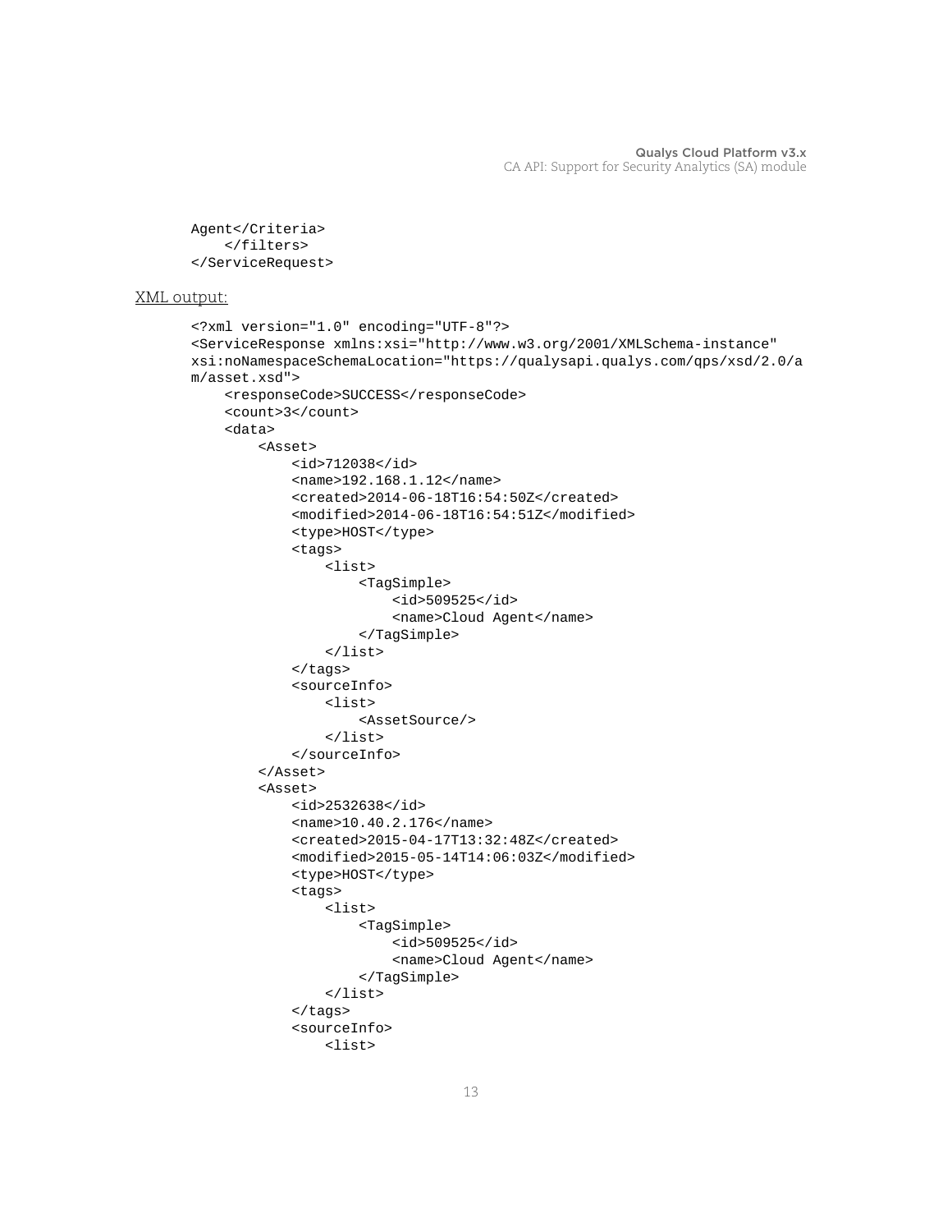```
Agent</Criteria>
    </filters>
</ServiceRequest>
```

XML output:

```
<?xml version="1.0" encoding="UTF-8"?>
<ServiceResponse xmlns:xsi="http://www.w3.org/2001/XMLSchema-instance"
xsi:noNamespaceSchemaLocation="https://qualysapi.qualys.com/qps/xsd/2.0/a
m/asset.xsd">
    <responseCode>SUCCESS</responseCode>
    <count>3</count>
    <data>
        <Asset>
            <id>712038</id>
            <name>192.168.1.12</name>
            <created>2014-06-18T16:54:50Z</created>
            <modified>2014-06-18T16:54:51Z</modified>
            <type>HOST</type>
            <tags>
                <list>
                    <TagSimple>
                        <id>509525</id>
                        <name>Cloud Agent</name>
                    </TagSimple>
                </list>
            </tags>
            <sourceInfo>
                <list>
                    <AssetSource/>
                </list>
            </sourceInfo>
        </Asset>
        <Asset>
            <id>2532638</id>
            <name>10.40.2.176</name>
            <created>2015-04-17T13:32:48Z</created>
            <modified>2015-05-14T14:06:03Z</modified>
            <type>HOST</type>
            <tags>
                <list>
                    <TagSimple>
                        <id>509525</id>
                        <name>Cloud Agent</name>
                    </TagSimple>
                </list>
            </tags>
            <sourceInfo>
                <list>
```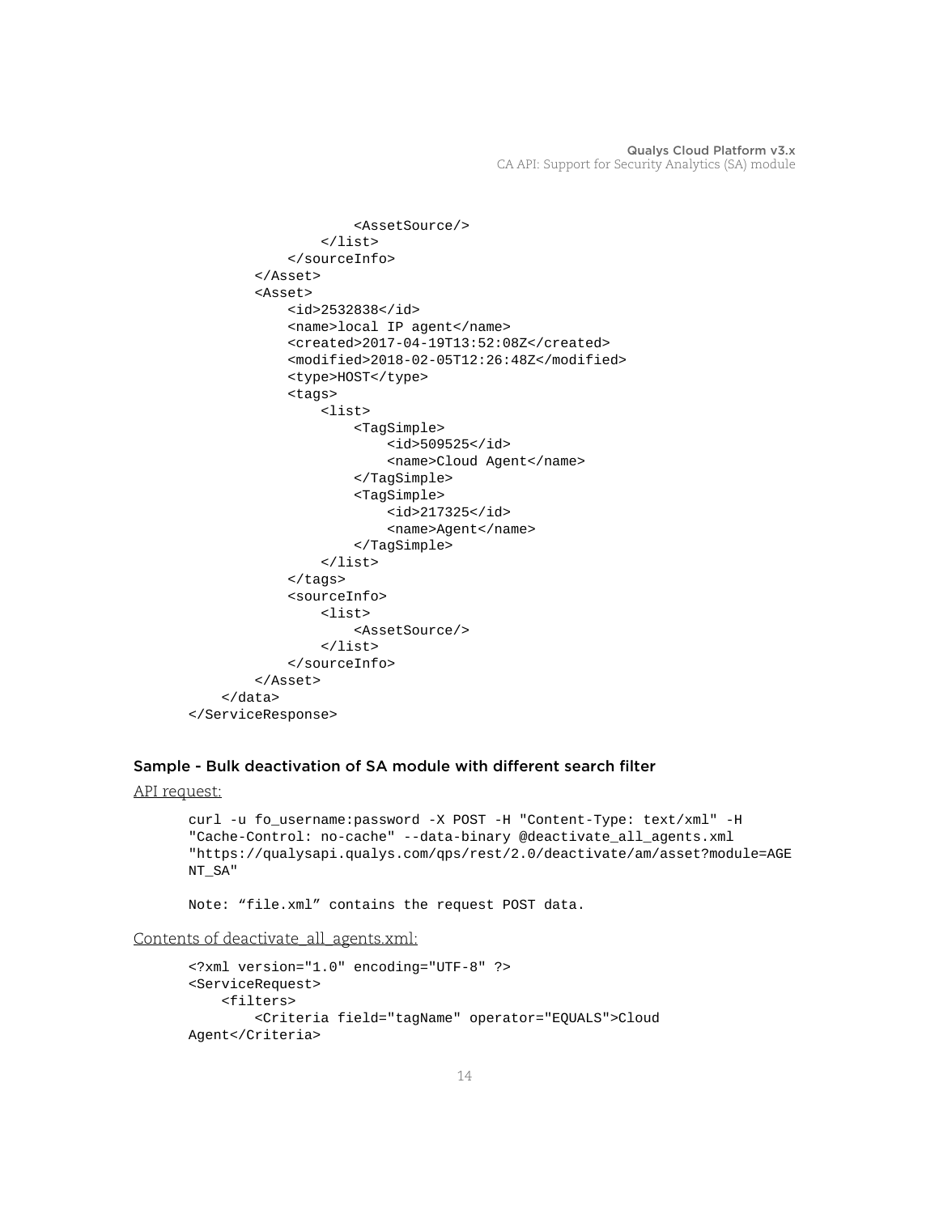```
                <AssetSource/>
            </list>
        </sourceInfo>
    </Asset>
    <Asset>
        <id>2532838</id>
        <name>local IP agent</name>
        <created>2017-04-19T13:52:08Z</created>
        <modified>2018-02-05T12:26:48Z</modified>
        <type>HOST</type>
        <tags>
            <list>
                <TagSimple>
                    <id>509525</id>
                    <name>Cloud Agent</name>
                </TagSimple>
                <TagSimple>
                    <id>217325</id>
                    <name>Agent</name>
                </TagSimple>
            </list>
        </tags>
        <sourceInfo>
            <list>
                <AssetSource/>
            </list>
        </sourceInfo>
    </Asset>
</data>
</ServiceResponse>
```

### Sample - Bulk deactivation of SA module with different search filter

API request:

```
curl -u fo_username:password -X POST -H "Content-Type: text/xml" -H
"Cache-Control: no-cache" --data-binary @deactivate_all_agents.xml
"https://qualysapi.qualys.com/qps/rest/2.0/deactivate/am/asset?module=AGE
NT_SA"

Note: “file.xml” contains the request POST data.
```

Contents of deactivate_all_agents.xml:

```
<?xml version="1.0" encoding="UTF-8" ?>
<ServiceRequest>
    <filters>
        <Criteria field="tagName" operator="EQUALS">Cloud
Agent</Criteria>
```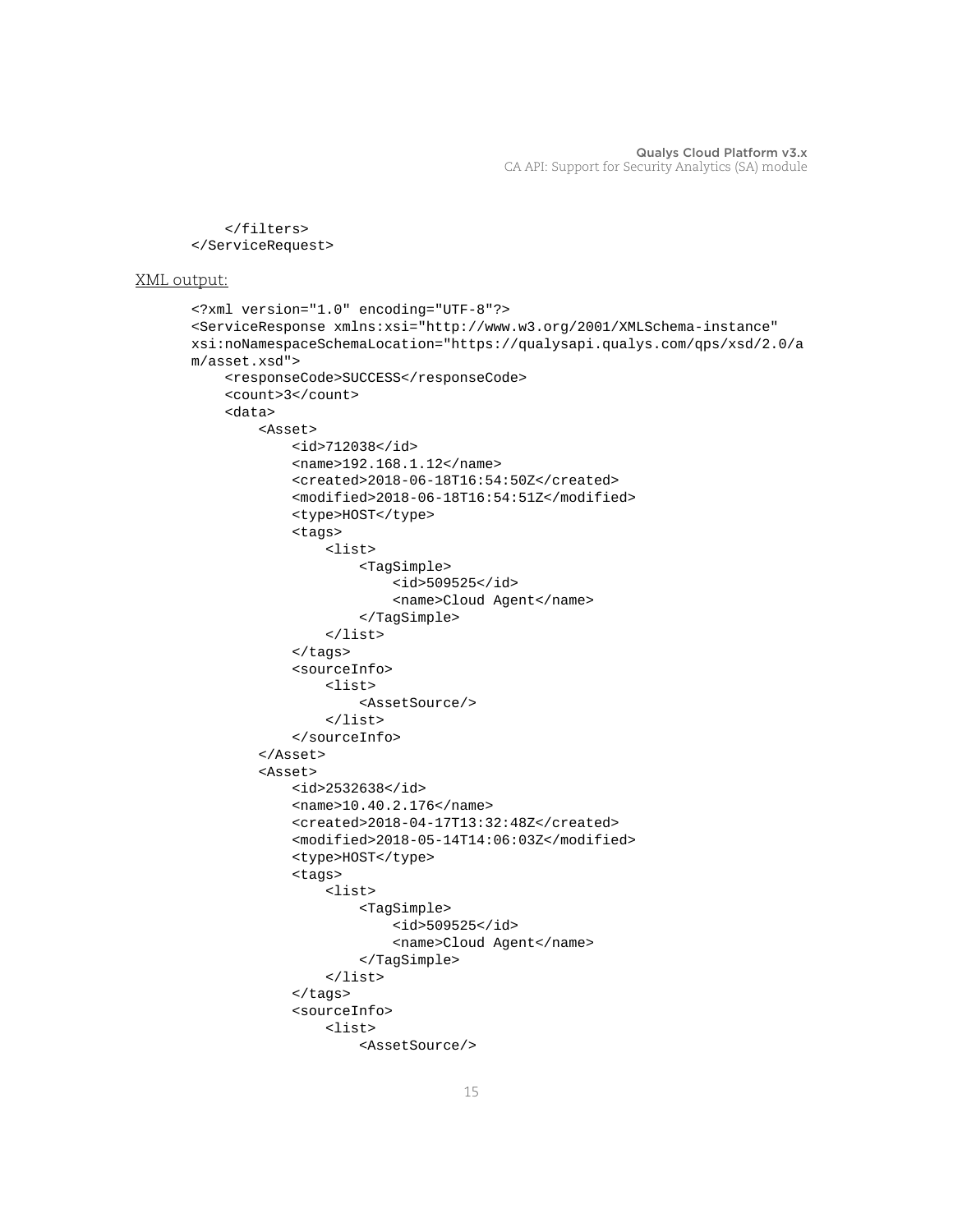```
    </filters>
</ServiceRequest>
```

XML output:

```
<?xml version="1.0" encoding="UTF-8"?>
<ServiceResponse xmlns:xsi="http://www.w3.org/2001/XMLSchema-instance"
xsi:noNamespaceSchemaLocation="https://qualysapi.qualys.com/qps/xsd/2.0/a
m/asset.xsd">
    <responseCode>SUCCESS</responseCode>
    <count>3</count>
    <data>
        <Asset>
            <id>712038</id>
            <name>192.168.1.12</name>
            <created>2018-06-18T16:54:50Z</created>
            <modified>2018-06-18T16:54:51Z</modified>
            <type>HOST</type>
            <tags>
                <list>
                    <TagSimple>
                        <id>509525</id>
                        <name>Cloud Agent</name>
                    </TagSimple>
                </list>
            </tags>
            <sourceInfo>
                <list>
                    <AssetSource/>
                </list>
            </sourceInfo>
        </Asset>
        <Asset>
            <id>2532638</id>
            <name>10.40.2.176</name>
            <created>2018-04-17T13:32:48Z</created>
            <modified>2018-05-14T14:06:03Z</modified>
            <type>HOST</type>
            <tags>
                <list>
                    <TagSimple>
                        <id>509525</id>
                        <name>Cloud Agent</name>
                    </TagSimple>
                </list>
            </tags>
            <sourceInfo>
                <list>
                    <AssetSource/>
```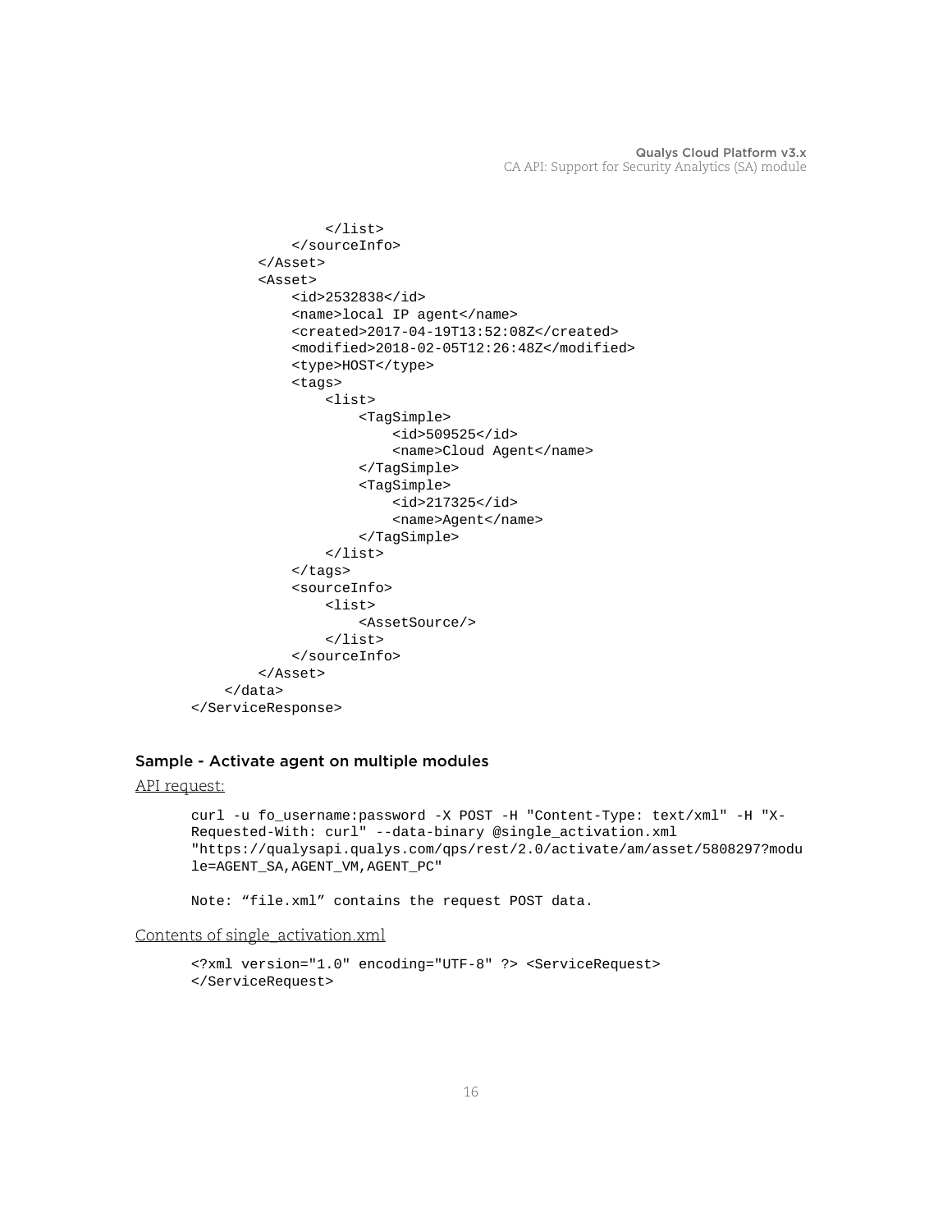```
                </list>
            </sourceInfo>
        </Asset>
        <Asset>
            <id>2532838</id>
            <name>local IP agent</name>
            <created>2017-04-19T13:52:08Z</created>
            <modified>2018-02-05T12:26:48Z</modified>
            <type>HOST</type>
            <tags>
                <list>
                    <TagSimple>
                        <id>509525</id>
                        <name>Cloud Agent</name>
                    </TagSimple>
                    <TagSimple>
                        <id>217325</id>
                        <name>Agent</name>
                    </TagSimple>
                </list>
            </tags>
            <sourceInfo>
                <list>
                    <AssetSource/>
                </list>
            </sourceInfo>
        </Asset>
    </data>
</ServiceResponse>
```

### Sample - Activate agent on multiple modules

API request:

```
curl -u fo_username:password -X POST -H "Content-Type: text/xml" -H "X-
Requested-With: curl" --data-binary @single_activation.xml
"https://qualysapi.qualys.com/qps/rest/2.0/activate/am/asset/5808297?modu
le=AGENT_SA,AGENT_VM,AGENT_PC"

Note: "file.xml" contains the request POST data.
```

Contents of single_activation.xml

```
<?xml version="1.0" encoding="UTF-8" ?> <ServiceRequest>
</ServiceRequest>
```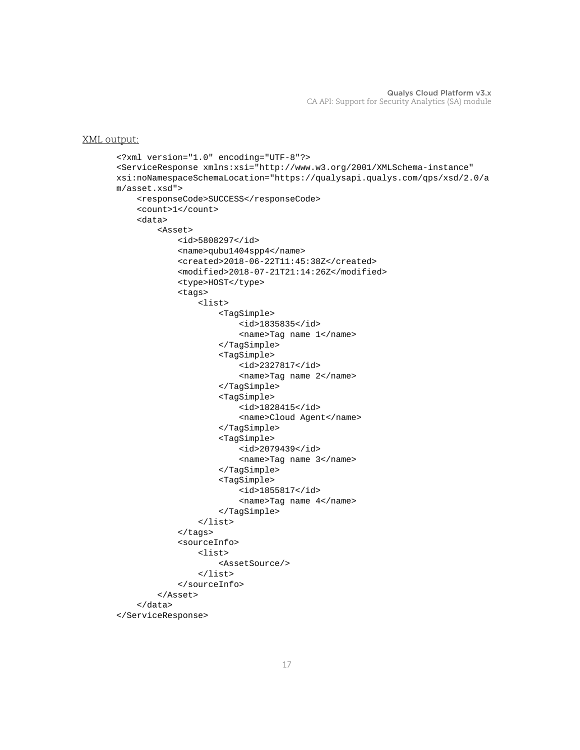XML output:

```
<?xml version="1.0" encoding="UTF-8"?>
<ServiceResponse xmlns:xsi="http://www.w3.org/2001/XMLSchema-instance"
xsi:noNamespaceSchemaLocation="https://qualysapi.qualys.com/qps/xsd/2.0/a
m/asset.xsd">
    <responseCode>SUCCESS</responseCode>
    <count>1</count>
    <data>
        <Asset>
            <id>5808297</id>
            <name>qubu1404spp4</name>
            <created>2018-06-22T11:45:38Z</created>
            <modified>2018-07-21T21:14:26Z</modified>
            <type>HOST</type>
            <tags>
                <list>
                    <TagSimple>
                        <id>1835835</id>
                        <name>Tag name 1</name>
                    </TagSimple>
                    <TagSimple>
                        <id>2327817</id>
                        <name>Tag name 2</name>
                    </TagSimple>
                    <TagSimple>
                        <id>1828415</id>
                        <name>Cloud Agent</name>
                    </TagSimple>
                    <TagSimple>
                        <id>2079439</id>
                        <name>Tag name 3</name>
                    </TagSimple>
                    <TagSimple>
                        <id>1855817</id>
                        <name>Tag name 4</name>
                    </TagSimple>
                </list>
            </tags>
            <sourceInfo>
                <list>
                    <AssetSource/>
                </list>
            </sourceInfo>
        </Asset>
    </data>
</ServiceResponse>
```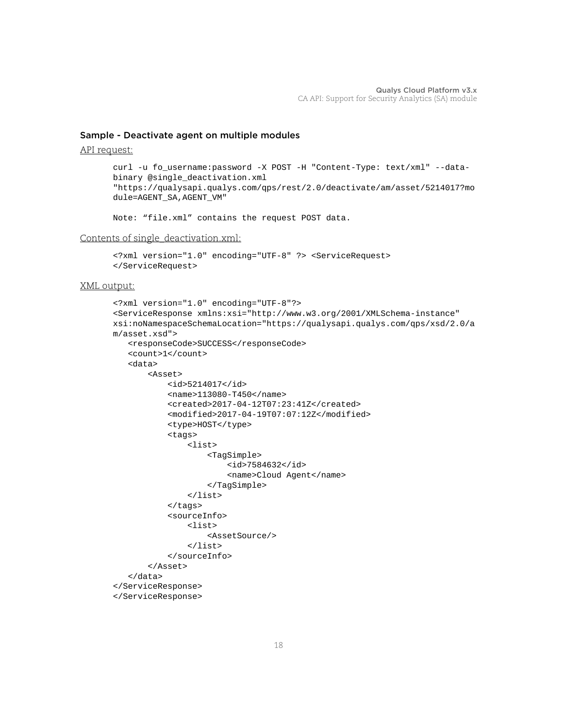### Sample - Deactivate agent on multiple modules

API request:

```
curl -u fo_username:password -X POST -H "Content-Type: text/xml" --data-
binary @single_deactivation.xml
"https://qualysapi.qualys.com/qps/rest/2.0/deactivate/am/asset/5214017?mo
dule=AGENT_SA,AGENT_VM"

Note: "file.xml" contains the request POST data.
```

Contents of single_deactivation.xml:

```
<?xml version="1.0" encoding="UTF-8" ?> <ServiceRequest>
</ServiceRequest>
```

XML output:

```
<?xml version="1.0" encoding="UTF-8"?>
<ServiceResponse xmlns:xsi="http://www.w3.org/2001/XMLSchema-instance"
xsi:noNamespaceSchemaLocation="https://qualysapi.qualys.com/qps/xsd/2.0/a
m/asset.xsd">
   <responseCode>SUCCESS</responseCode>
   <count>1</count>
   <data>
       <Asset>
           <id>5214017</id>
           <name>113080-T450</name>
           <created>2017-04-12T07:23:41Z</created>
           <modified>2017-04-19T07:07:12Z</modified>
           <type>HOST</type>
           <tags>
               <list>
                   <TagSimple>
                       <id>7584632</id>
                       <name>Cloud Agent</name>
                   </TagSimple>
               </list>
           </tags>
           <sourceInfo>
               <list>
                   <AssetSource/>
               </list>
           </sourceInfo>
       </Asset>
   </data>
</ServiceResponse>
</ServiceResponse>
```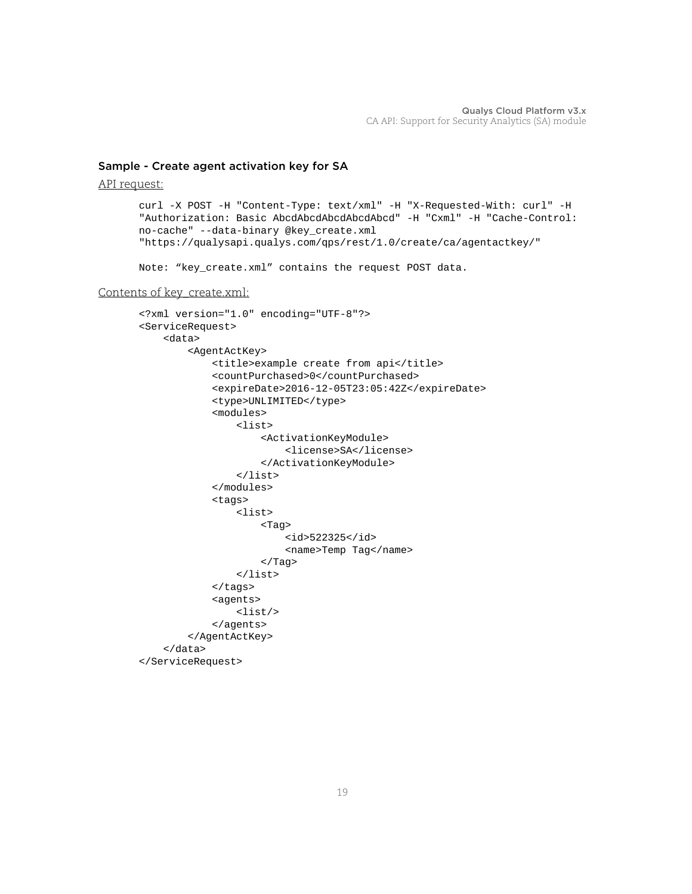### Sample - Create agent activation key for SA

API request:

```
curl -X POST -H "Content-Type: text/xml" -H "X-Requested-With: curl" -H
"Authorization: Basic AbcdAbcdAbcdAbcdAbcd" -H "Cxml" -H "Cache-Control:
no-cache" --data-binary @key_create.xml
"https://qualysapi.qualys.com/qps/rest/1.0/create/ca/agentactkey/"

Note: “key_create.xml” contains the request POST data.
```

Contents of key_create.xml:

```
<?xml version="1.0" encoding="UTF-8"?>
<ServiceRequest>
    <data>
        <AgentActKey>
            <title>example create from api</title>
            <countPurchased>0</countPurchased>
            <expireDate>2016-12-05T23:05:42Z</expireDate>
            <type>UNLIMITED</type>
            <modules>
                <list>
                    <ActivationKeyModule>
                        <license>SA</license>
                    </ActivationKeyModule>
                </list>
            </modules>
            <tags>
                <list>
                    <Tag>
                        <id>522325</id>
                        <name>Temp Tag</name>
                    </Tag>
                </list>
            </tags>
            <agents>
                <list/>
            </agents>
        </AgentActKey>
    </data>
</ServiceRequest>
```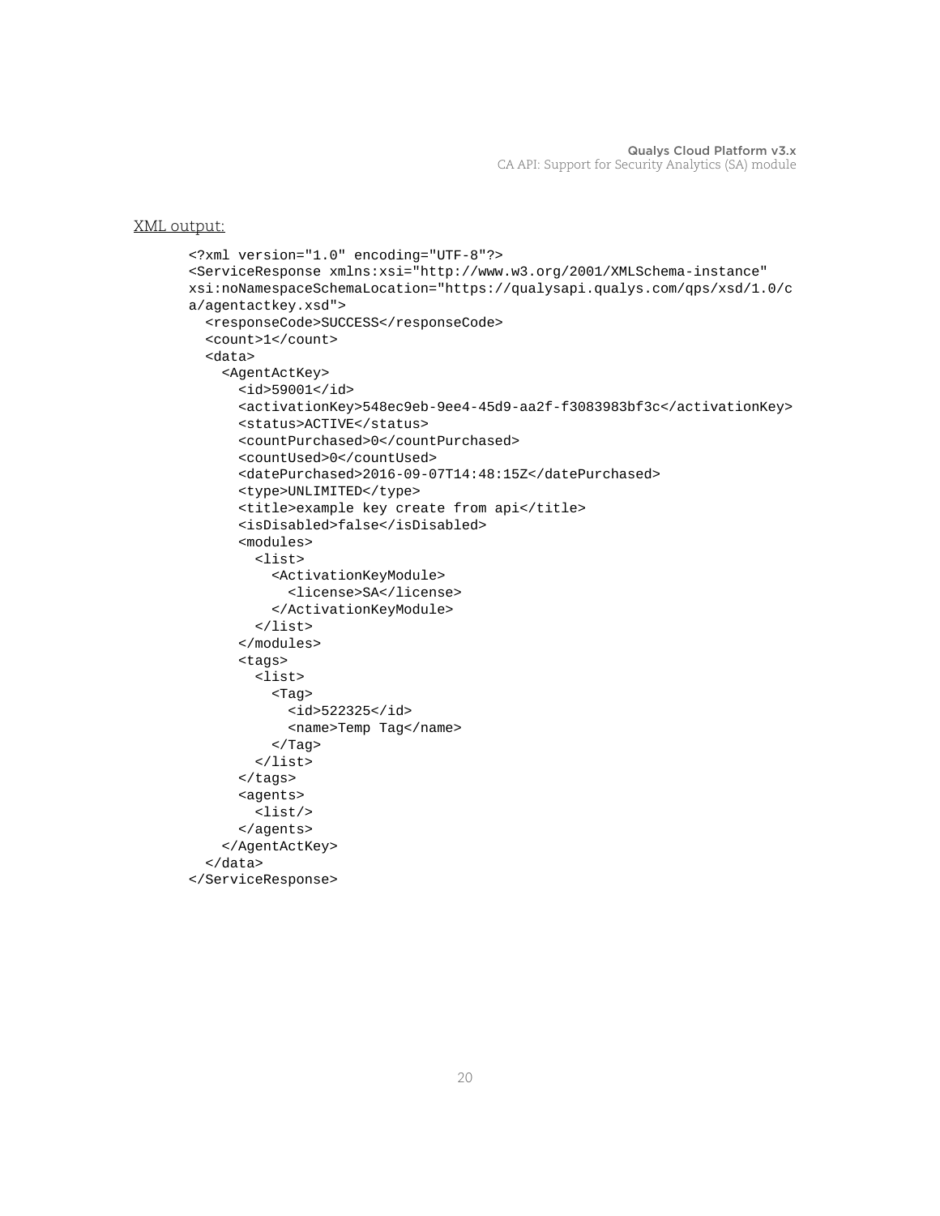XML output:

```
<?xml version="1.0" encoding="UTF-8"?>
<ServiceResponse xmlns:xsi="http://www.w3.org/2001/XMLSchema-instance"
xsi:noNamespaceSchemaLocation="https://qualysapi.qualys.com/qps/xsd/1.0/c
a/agentactkey.xsd">
  <responseCode>SUCCESS</responseCode>
  <count>1</count>
  <data>
    <AgentActKey>
      <id>59001</id>
      <activationKey>548ec9eb-9ee4-45d9-aa2f-f3083983bf3c</activationKey>
      <status>ACTIVE</status>
      <countPurchased>0</countPurchased>
      <countUsed>0</countUsed>
      <datePurchased>2016-09-07T14:48:15Z</datePurchased>
      <type>UNLIMITED</type>
      <title>example key create from api</title>
      <isDisabled>false</isDisabled>
      <modules>
        <list>
          <ActivationKeyModule>
            <license>SA</license>
          </ActivationKeyModule>
        </list>
      </modules>
      <tags>
        <list>
          <Tag>
            <id>522325</id>
            <name>Temp Tag</name>
          </Tag>
        </list>
      </tags>
      <agents>
        <list/>
      </agents>
    </AgentActKey>
  </data>
</ServiceResponse>
```